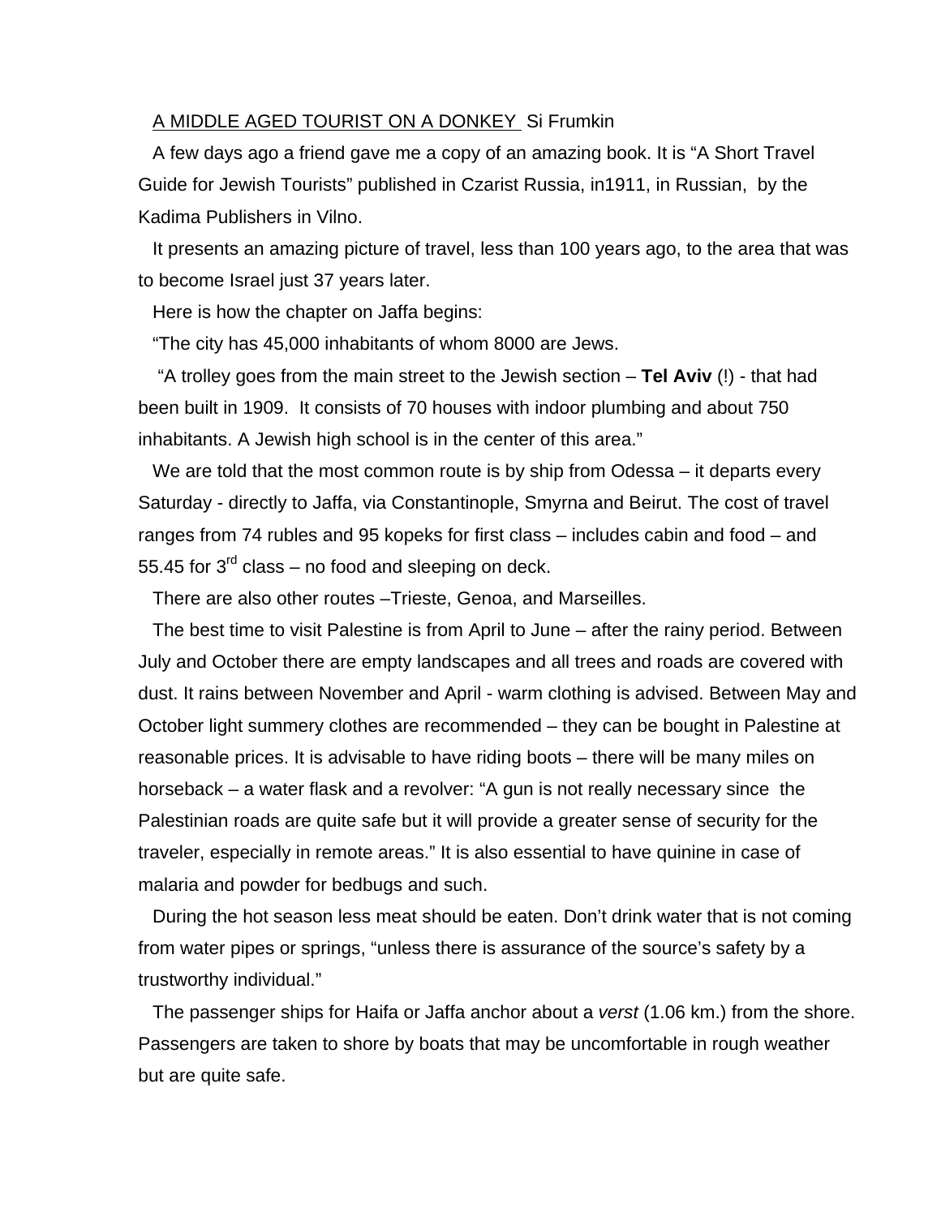<u>A MIDDLE AGED TOURIST ON A DONKEY</u> Si Frumkin

A few days ago a friend gave me a copy of an amazing book. It is “A Short Travel Guide for Jewish Tourists” published in Czarist Russia, in1911, in Russian, by the Kadima Publishers in Vilno.

It presents an amazing picture of travel, less than 100 years ago, to the area that was to become Israel just 37 years later.

Here is how the chapter on Jaffa begins:

“The city has 45,000 inhabitants of whom 8000 are Jews.

“A trolley goes from the main street to the Jewish section – **Tel Aviv** (!) - that had been built in 1909. It consists of 70 houses with indoor plumbing and about 750 inhabitants. A Jewish high school is in the center of this area.”

We are told that the most common route is by ship from Odessa – it departs every Saturday - directly to Jaffa, via Constantinople, Smyrna and Beirut. The cost of travel ranges from 74 rubles and 95 kopeks for first class – includes cabin and food – and 55.45 for 3rd class – no food and sleeping on deck.

There are also other routes –Trieste, Genoa, and Marseilles.

The best time to visit Palestine is from April to June – after the rainy period. Between July and October there are empty landscapes and all trees and roads are covered with dust. It rains between November and April - warm clothing is advised. Between May and October light summery clothes are recommended – they can be bought in Palestine at reasonable prices. It is advisable to have riding boots – there will be many miles on horseback – a water flask and a revolver: “A gun is not really necessary since the Palestinian roads are quite safe but it will provide a greater sense of security for the traveler, especially in remote areas.” It is also essential to have quinine in case of malaria and powder for bedbugs and such.

During the hot season less meat should be eaten. Don’t drink water that is not coming from water pipes or springs, “unless there is assurance of the source’s safety by a trustworthy individual.”

The passenger ships for Haifa or Jaffa anchor about a *verst* (1.06 km.) from the shore. Passengers are taken to shore by boats that may be uncomfortable in rough weather but are quite safe.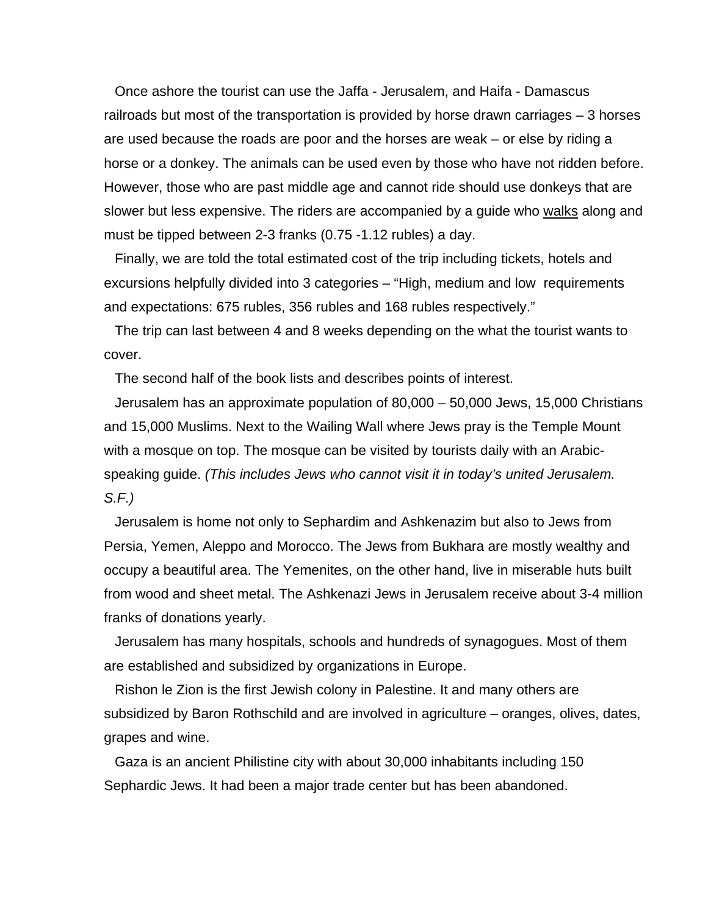Once ashore the tourist can use the Jaffa - Jerusalem, and Haifa - Damascus railroads but most of the transportation is provided by horse drawn carriages – 3 horses are used because the roads are poor and the horses are weak – or else by riding a horse or a donkey. The animals can be used even by those who have not ridden before. However, those who are past middle age and cannot ride should use donkeys that are slower but less expensive. The riders are accompanied by a guide who <u>walks</u> along and must be tipped between 2-3 franks (0.75 -1.12 rubles) a day.

Finally, we are told the total estimated cost of the trip including tickets, hotels and excursions helpfully divided into 3 categories – “High, medium and low  requirements and expectations: 675 rubles, 356 rubles and 168 rubles respectively.”

The trip can last between 4 and 8 weeks depending on the what the tourist wants to cover.

The second half of the book lists and describes points of interest.

Jerusalem has an approximate population of 80,000 – 50,000 Jews, 15,000 Christians and 15,000 Muslims. Next to the Wailing Wall where Jews pray is the Temple Mount with a mosque on top. The mosque can be visited by tourists daily with an Arabic-speaking guide. *(This includes Jews who cannot visit it in today’s united Jerusalem. S.F.)*

Jerusalem is home not only to Sephardim and Ashkenazim but also to Jews from Persia, Yemen, Aleppo and Morocco. The Jews from Bukhara are mostly wealthy and occupy a beautiful area. The Yemenites, on the other hand, live in miserable huts built from wood and sheet metal. The Ashkenazi Jews in Jerusalem receive about 3-4 million franks of donations yearly.

Jerusalem has many hospitals, schools and hundreds of synagogues. Most of them are established and subsidized by organizations in Europe.

Rishon le Zion is the first Jewish colony in Palestine. It and many others are subsidized by Baron Rothschild and are involved in agriculture – oranges, olives, dates, grapes and wine.

Gaza is an ancient Philistine city with about 30,000 inhabitants including 150 Sephardic Jews. It had been a major trade center but has been abandoned.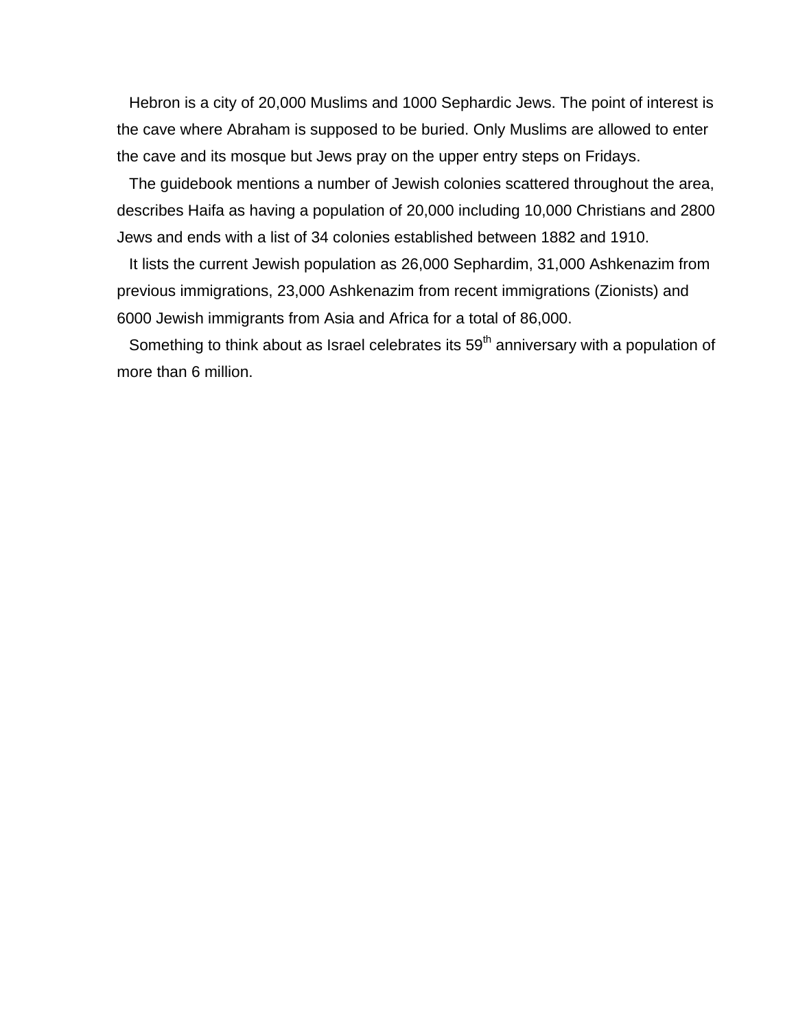Hebron is a city of 20,000 Muslims and 1000 Sephardic Jews. The point of interest is the cave where Abraham is supposed to be buried. Only Muslims are allowed to enter the cave and its mosque but Jews pray on the upper entry steps on Fridays.

The guidebook mentions a number of Jewish colonies scattered throughout the area, describes Haifa as having a population of 20,000 including 10,000 Christians and 2800 Jews and ends with a list of 34 colonies established between 1882 and 1910.

It lists the current Jewish population as 26,000 Sephardim, 31,000 Ashkenazim from previous immigrations, 23,000 Ashkenazim from recent immigrations (Zionists) and 6000 Jewish immigrants from Asia and Africa for a total of 86,000.

Something to think about as Israel celebrates its 59th anniversary with a population of more than 6 million.